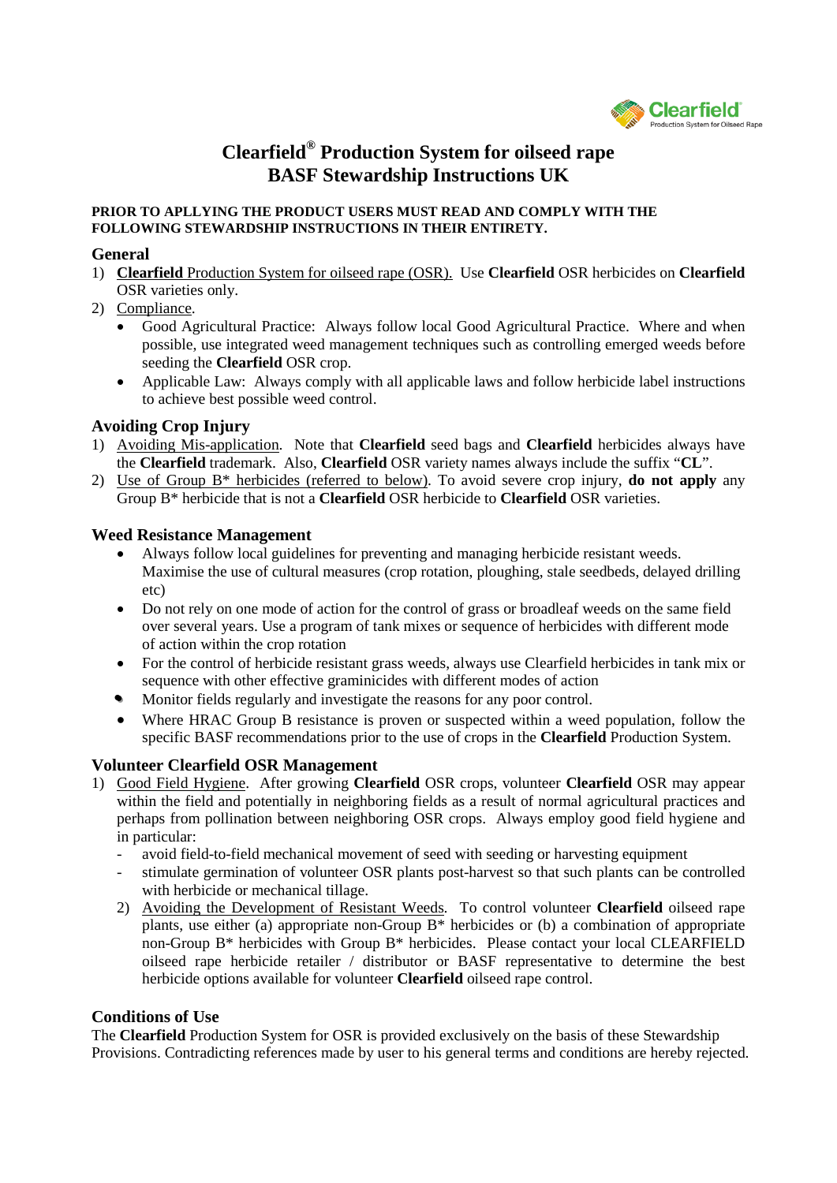# Clearfield® Production System for oilseed rape
# BASF Stewardship Instructions UK

**PRIOR TO APLLYING THE PRODUCT USERS MUST READ AND COMPLY WITH THE FOLLOWING STEWARDSHIP INSTRUCTIONS IN THEIR ENTIRETY.**

## General

1) **Clearfield** Production System for oilseed rape (OSR). Use **Clearfield** OSR herbicides on **Clearfield** OSR varieties only.
2) Compliance.
   - Good Agricultural Practice: Always follow local Good Agricultural Practice. Where and when possible, use integrated weed management techniques such as controlling emerged weeds before seeding the **Clearfield** OSR crop.
   - Applicable Law: Always comply with all applicable laws and follow herbicide label instructions to achieve best possible weed control.

## Avoiding Crop Injury

1) Avoiding Mis-application. Note that **Clearfield** seed bags and **Clearfield** herbicides always have the **Clearfield** trademark. Also, **Clearfield** OSR variety names always include the suffix "**CL**".
2) Use of Group B* herbicides (referred to below). To avoid severe crop injury, **do not apply** any Group B* herbicide that is not a **Clearfield** OSR herbicide to **Clearfield** OSR varieties.

## Weed Resistance Management

- Always follow local guidelines for preventing and managing herbicide resistant weeds. Maximise the use of cultural measures (crop rotation, ploughing, stale seedbeds, delayed drilling etc)
- Do not rely on one mode of action for the control of grass or broadleaf weeds on the same field over several years. Use a program of tank mixes or sequence of herbicides with different mode of action within the crop rotation
- For the control of herbicide resistant grass weeds, always use Clearfield herbicides in tank mix or sequence with other effective graminicides with different modes of action
- Monitor fields regularly and investigate the reasons for any poor control.
- Where HRAC Group B resistance is proven or suspected within a weed population, follow the specific BASF recommendations prior to the use of crops in the **Clearfield** Production System.

## Volunteer Clearfield OSR Management

1) Good Field Hygiene. After growing **Clearfield** OSR crops, volunteer **Clearfield** OSR may appear within the field and potentially in neighboring fields as a result of normal agricultural practices and perhaps from pollination between neighboring OSR crops. Always employ good field hygiene and in particular:
   - avoid field-to-field mechanical movement of seed with seeding or harvesting equipment
   - stimulate germination of volunteer OSR plants post-harvest so that such plants can be controlled with herbicide or mechanical tillage.
2) Avoiding the Development of Resistant Weeds. To control volunteer **Clearfield** oilseed rape plants, use either (a) appropriate non-Group B* herbicides or (b) a combination of appropriate non-Group B* herbicides with Group B* herbicides. Please contact your local CLEARFIELD oilseed rape herbicide retailer / distributor or BASF representative to determine the best herbicide options available for volunteer **Clearfield** oilseed rape control.

## Conditions of Use

The **Clearfield** Production System for OSR is provided exclusively on the basis of these Stewardship Provisions. Contradicting references made by user to his general terms and conditions are hereby rejected.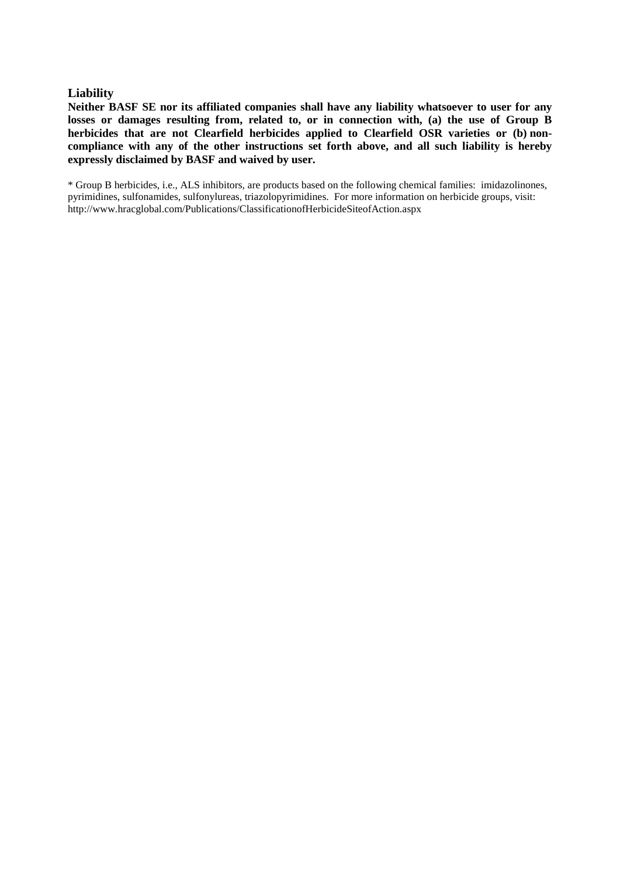### Liability

**Neither BASF SE nor its affiliated companies shall have any liability whatsoever to user for any losses or damages resulting from, related to, or in connection with, (a) the use of Group B herbicides that are not Clearfield herbicides applied to Clearfield OSR varieties or (b) non-compliance with any of the other instructions set forth above, and all such liability is hereby expressly disclaimed by BASF and waived by user.**

* Group B herbicides, i.e., ALS inhibitors, are products based on the following chemical families: imidazolinones, pyrimidines, sulfonamides, sulfonylureas, triazolopyrimidines. For more information on herbicide groups, visit: http://www.hracglobal.com/Publications/ClassificationofHerbicideSiteofAction.aspx